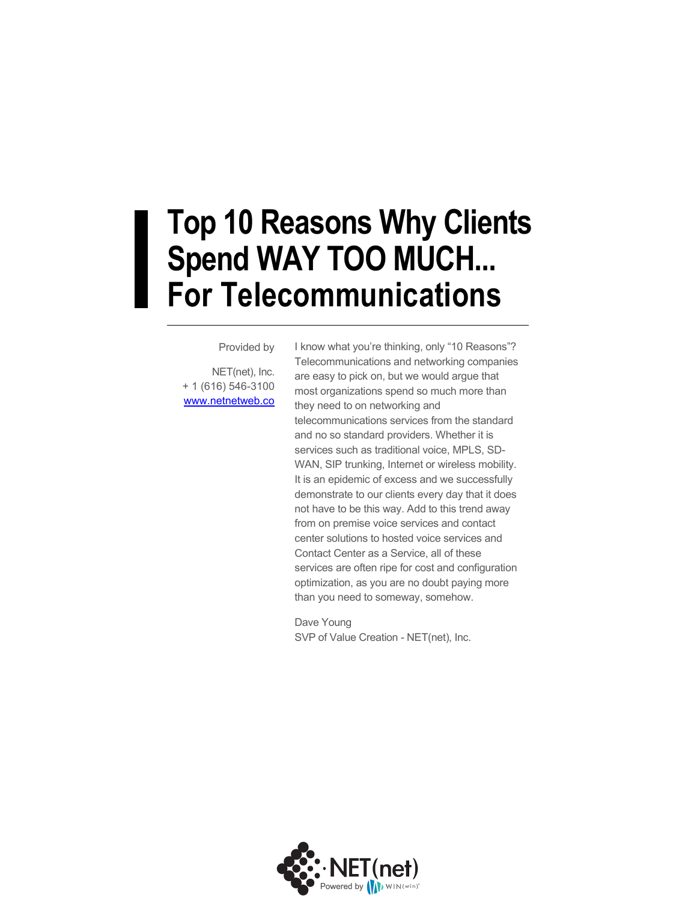# Top 10 Reasons Why Clients Spend WAY TOO MUCH... For Telecommunications

Provided by

NET(net), Inc.
+ 1 (616) 546-3100
www.netnetweb.co

I know what you're thinking, only "10 Reasons"? Telecommunications and networking companies are easy to pick on, but we would argue that most organizations spend so much more than they need to on networking and telecommunications services from the standard and no so standard providers. Whether it is services such as traditional voice, MPLS, SD-WAN, SIP trunking, Internet or wireless mobility. It is an epidemic of excess and we successfully demonstrate to our clients every day that it does not have to be this way. Add to this trend away from on premise voice services and contact center solutions to hosted voice services and Contact Center as a Service, all of these services are often ripe for cost and configuration optimization, as you are no doubt paying more than you need to someway, somehow.

Dave Young
SVP of Value Creation - NET(net), Inc.

NET(net) Powered by WIN(win)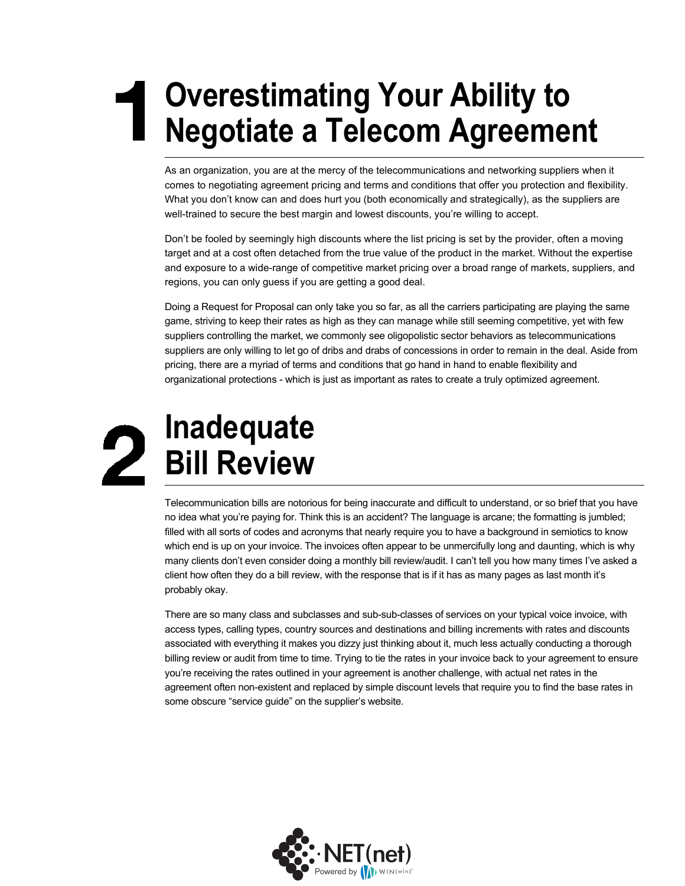# 1 Overestimating Your Ability to Negotiate a Telecom Agreement

As an organization, you are at the mercy of the telecommunications and networking suppliers when it comes to negotiating agreement pricing and terms and conditions that offer you protection and flexibility. What you don't know can and does hurt you (both economically and strategically), as the suppliers are well-trained to secure the best margin and lowest discounts, you're willing to accept.

Don't be fooled by seemingly high discounts where the list pricing is set by the provider, often a moving target and at a cost often detached from the true value of the product in the market. Without the expertise and exposure to a wide-range of competitive market pricing over a broad range of markets, suppliers, and regions, you can only guess if you are getting a good deal.

Doing a Request for Proposal can only take you so far, as all the carriers participating are playing the same game, striving to keep their rates as high as they can manage while still seeming competitive, yet with few suppliers controlling the market, we commonly see oligopolistic sector behaviors as telecommunications suppliers are only willing to let go of dribs and drabs of concessions in order to remain in the deal. Aside from pricing, there are a myriad of terms and conditions that go hand in hand to enable flexibility and organizational protections - which is just as important as rates to create a truly optimized agreement.

# 2 Inadequate Bill Review

Telecommunication bills are notorious for being inaccurate and difficult to understand, or so brief that you have no idea what you're paying for. Think this is an accident? The language is arcane; the formatting is jumbled; filled with all sorts of codes and acronyms that nearly require you to have a background in semiotics to know which end is up on your invoice. The invoices often appear to be unmercifully long and daunting, which is why many clients don't even consider doing a monthly bill review/audit. I can't tell you how many times I've asked a client how often they do a bill review, with the response that is if it has as many pages as last month it's probably okay.

There are so many class and subclasses and sub-sub-classes of services on your typical voice invoice, with access types, calling types, country sources and destinations and billing increments with rates and discounts associated with everything it makes you dizzy just thinking about it, much less actually conducting a thorough billing review or audit from time to time. Trying to tie the rates in your invoice back to your agreement to ensure you're receiving the rates outlined in your agreement is another challenge, with actual net rates in the agreement often non-existent and replaced by simple discount levels that require you to find the base rates in some obscure "service guide" on the supplier's website.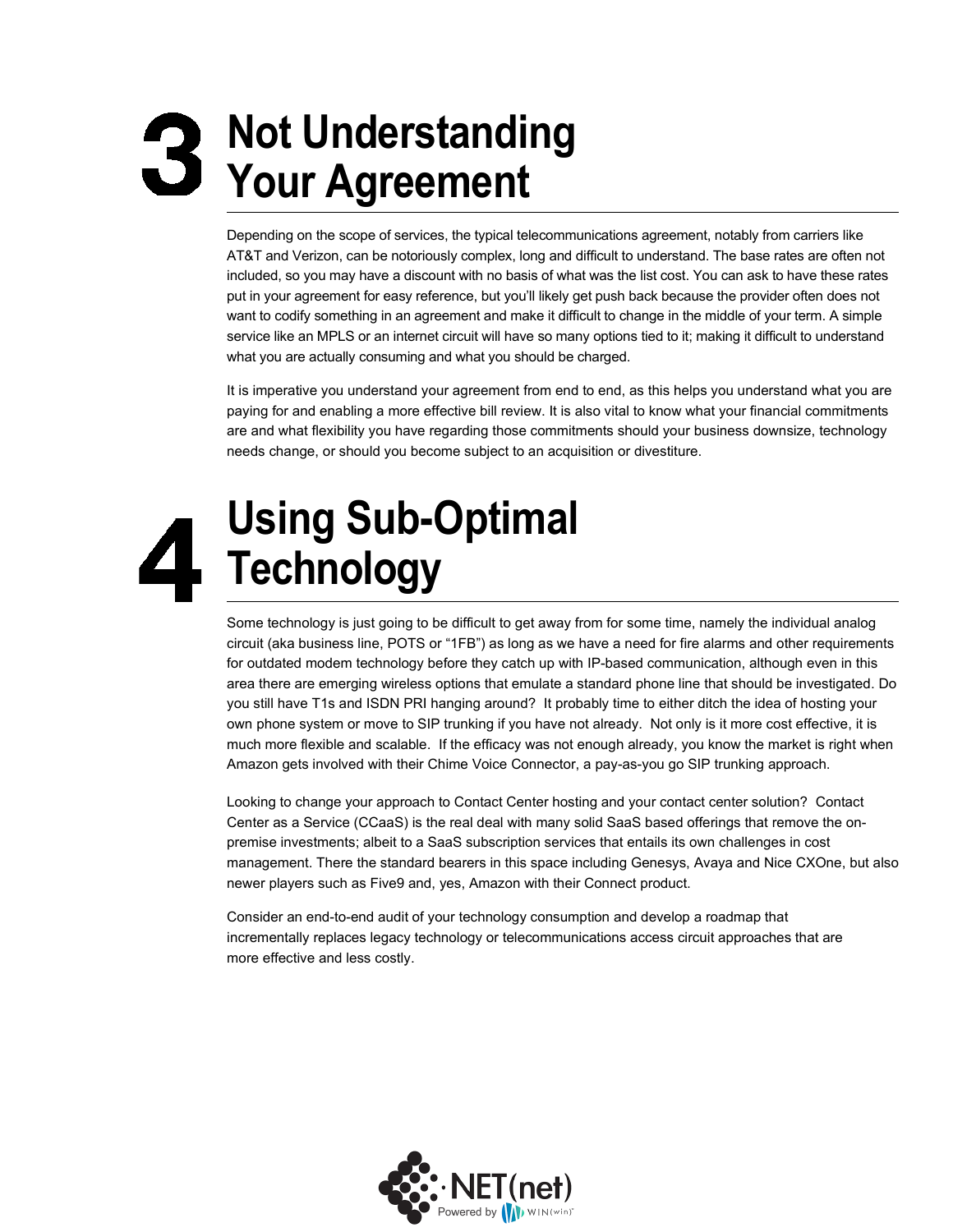# 3 Not Understanding Your Agreement

Depending on the scope of services, the typical telecommunications agreement, notably from carriers like AT&T and Verizon, can be notoriously complex, long and difficult to understand. The base rates are often not included, so you may have a discount with no basis of what was the list cost. You can ask to have these rates put in your agreement for easy reference, but you'll likely get push back because the provider often does not want to codify something in an agreement and make it difficult to change in the middle of your term. A simple service like an MPLS or an internet circuit will have so many options tied to it; making it difficult to understand what you are actually consuming and what you should be charged.

It is imperative you understand your agreement from end to end, as this helps you understand what you are paying for and enabling a more effective bill review. It is also vital to know what your financial commitments are and what flexibility you have regarding those commitments should your business downsize, technology needs change, or should you become subject to an acquisition or divestiture.

# 4 Using Sub-Optimal Technology

Some technology is just going to be difficult to get away from for some time, namely the individual analog circuit (aka business line, POTS or "1FB") as long as we have a need for fire alarms and other requirements for outdated modem technology before they catch up with IP-based communication, although even in this area there are emerging wireless options that emulate a standard phone line that should be investigated. Do you still have T1s and ISDN PRI hanging around? It probably time to either ditch the idea of hosting your own phone system or move to SIP trunking if you have not already. Not only is it more cost effective, it is much more flexible and scalable. If the efficacy was not enough already, you know the market is right when Amazon gets involved with their Chime Voice Connector, a pay-as-you go SIP trunking approach.

Looking to change your approach to Contact Center hosting and your contact center solution? Contact Center as a Service (CCaaS) is the real deal with many solid SaaS based offerings that remove the on-premise investments; albeit to a SaaS subscription services that entails its own challenges in cost management. There the standard bearers in this space including Genesys, Avaya and Nice CXOne, but also newer players such as Five9 and, yes, Amazon with their Connect product.

Consider an end-to-end audit of your technology consumption and develop a roadmap that incrementally replaces legacy technology or telecommunications access circuit approaches that are more effective and less costly.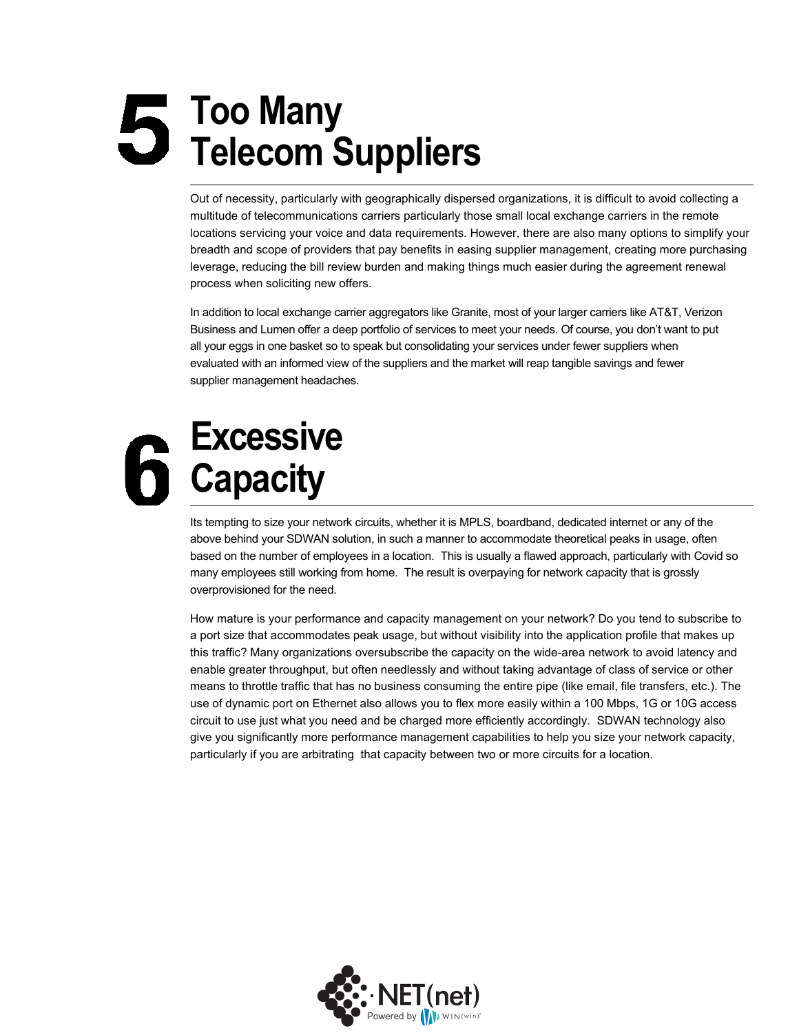# 5 Too Many Telecom Suppliers

Out of necessity, particularly with geographically dispersed organizations, it is difficult to avoid collecting a multitude of telecommunications carriers particularly those small local exchange carriers in the remote locations servicing your voice and data requirements. However, there are also many options to simplify your breadth and scope of providers that pay benefits in easing supplier management, creating more purchasing leverage, reducing the bill review burden and making things much easier during the agreement renewal process when soliciting new offers.

In addition to local exchange carrier aggregators like Granite, most of your larger carriers like AT&T, Verizon Business and Lumen offer a deep portfolio of services to meet your needs. Of course, you don't want to put all your eggs in one basket so to speak but consolidating your services under fewer suppliers when evaluated with an informed view of the suppliers and the market will reap tangible savings and fewer supplier management headaches.

# 6 Excessive Capacity

Its tempting to size your network circuits, whether it is MPLS, boardband, dedicated internet or any of the above behind your SDWAN solution, in such a manner to accommodate theoretical peaks in usage, often based on the number of employees in a location. This is usually a flawed approach, particularly with Covid so many employees still working from home. The result is overpaying for network capacity that is grossly overprovisioned for the need.

How mature is your performance and capacity management on your network? Do you tend to subscribe to a port size that accommodates peak usage, but without visibility into the application profile that makes up this traffic? Many organizations oversubscribe the capacity on the wide-area network to avoid latency and enable greater throughput, but often needlessly and without taking advantage of class of service or other means to throttle traffic that has no business consuming the entire pipe (like email, file transfers, etc.). The use of dynamic port on Ethernet also allows you to flex more easily within a 100 Mbps, 1G or 10G access circuit to use just what you need and be charged more efficiently accordingly. SDWAN technology also give you significantly more performance management capabilities to help you size your network capacity, particularly if you are arbitrating that capacity between two or more circuits for a location.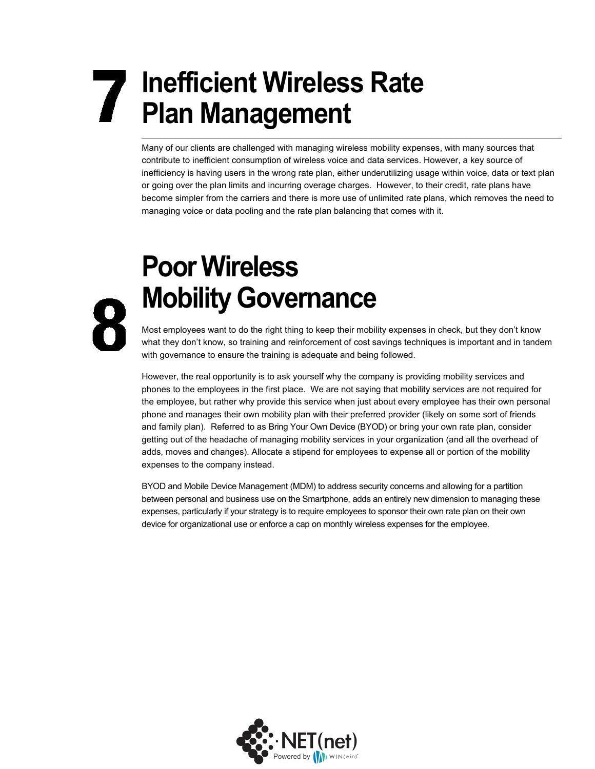# 7 Inefficient Wireless Rate Plan Management

Many of our clients are challenged with managing wireless mobility expenses, with many sources that contribute to inefficient consumption of wireless voice and data services. However, a key source of inefficiency is having users in the wrong rate plan, either underutilizing usage within voice, data or text plan or going over the plan limits and incurring overage charges. However, to their credit, rate plans have become simpler from the carriers and there is more use of unlimited rate plans, which removes the need to managing voice or data pooling and the rate plan balancing that comes with it.

# 8 Poor Wireless Mobility Governance

Most employees want to do the right thing to keep their mobility expenses in check, but they don't know what they don't know, so training and reinforcement of cost savings techniques is important and in tandem with governance to ensure the training is adequate and being followed.

However, the real opportunity is to ask yourself why the company is providing mobility services and phones to the employees in the first place. We are not saying that mobility services are not required for the employee, but rather why provide this service when just about every employee has their own personal phone and manages their own mobility plan with their preferred provider (likely on some sort of friends and family plan). Referred to as Bring Your Own Device (BYOD) or bring your own rate plan, consider getting out of the headache of managing mobility services in your organization (and all the overhead of adds, moves and changes). Allocate a stipend for employees to expense all or portion of the mobility expenses to the company instead.

BYOD and Mobile Device Management (MDM) to address security concerns and allowing for a partition between personal and business use on the Smartphone, adds an entirely new dimension to managing these expenses, particularly if your strategy is to require employees to sponsor their own rate plan on their own device for organizational use or enforce a cap on monthly wireless expenses for the employee.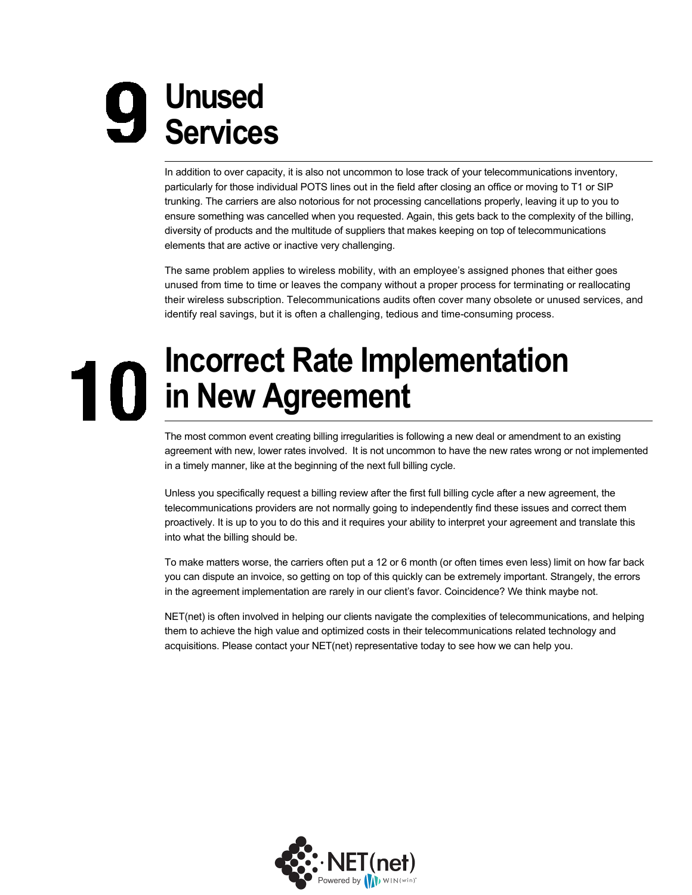## 9 Unused Services

In addition to over capacity, it is also not uncommon to lose track of your telecommunications inventory, particularly for those individual POTS lines out in the field after closing an office or moving to T1 or SIP trunking. The carriers are also notorious for not processing cancellations properly, leaving it up to you to ensure something was cancelled when you requested. Again, this gets back to the complexity of the billing, diversity of products and the multitude of suppliers that makes keeping on top of telecommunications elements that are active or inactive very challenging.

The same problem applies to wireless mobility, with an employee's assigned phones that either goes unused from time to time or leaves the company without a proper process for terminating or reallocating their wireless subscription. Telecommunications audits often cover many obsolete or unused services, and identify real savings, but it is often a challenging, tedious and time-consuming process.

## 10 Incorrect Rate Implementation in New Agreement

The most common event creating billing irregularities is following a new deal or amendment to an existing agreement with new, lower rates involved. It is not uncommon to have the new rates wrong or not implemented in a timely manner, like at the beginning of the next full billing cycle.

Unless you specifically request a billing review after the first full billing cycle after a new agreement, the telecommunications providers are not normally going to independently find these issues and correct them proactively. It is up to you to do this and it requires your ability to interpret your agreement and translate this into what the billing should be.

To make matters worse, the carriers often put a 12 or 6 month (or often times even less) limit on how far back you can dispute an invoice, so getting on top of this quickly can be extremely important. Strangely, the errors in the agreement implementation are rarely in our client's favor. Coincidence? We think maybe not.

NET(net) is often involved in helping our clients navigate the complexities of telecommunications, and helping them to achieve the high value and optimized costs in their telecommunications related technology and acquisitions. Please contact your NET(net) representative today to see how we can help you.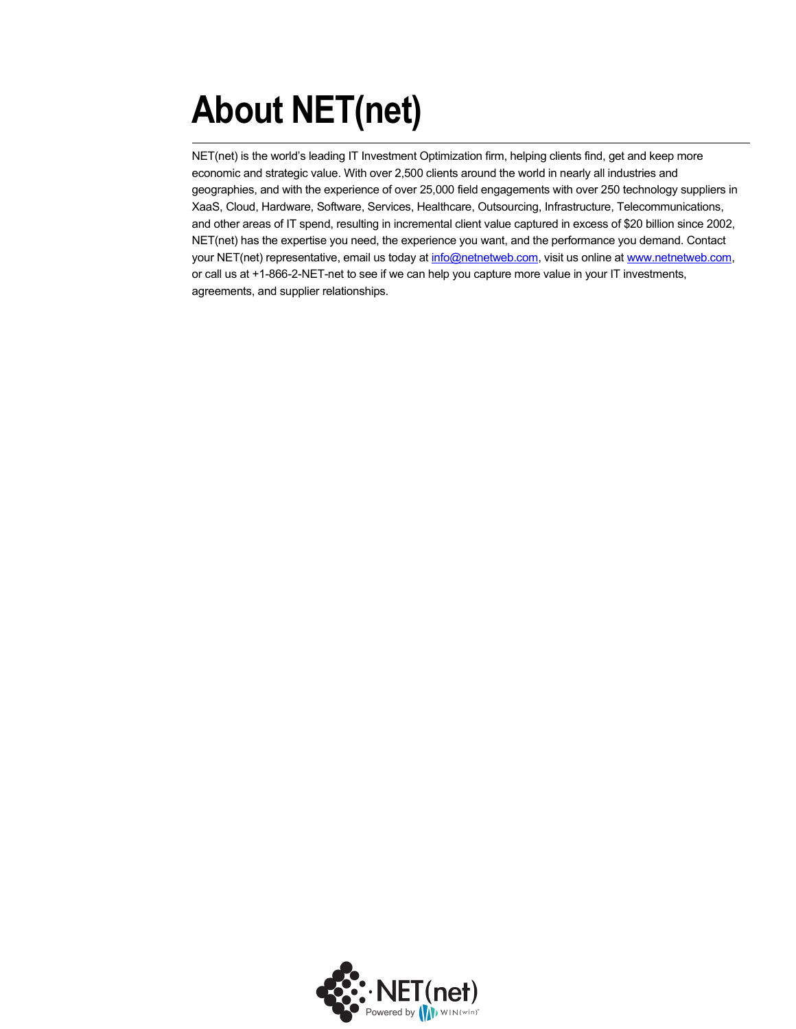# About NET(net)

NET(net) is the world's leading IT Investment Optimization firm, helping clients find, get and keep more economic and strategic value. With over 2,500 clients around the world in nearly all industries and geographies, and with the experience of over 25,000 field engagements with over 250 technology suppliers in XaaS, Cloud, Hardware, Software, Services, Healthcare, Outsourcing, Infrastructure, Telecommunications, and other areas of IT spend, resulting in incremental client value captured in excess of $20 billion since 2002, NET(net) has the expertise you need, the experience you want, and the performance you demand. Contact your NET(net) representative, email us today at info@netnetweb.com, visit us online at www.netnetweb.com, or call us at +1-866-2-NET-net to see if we can help you capture more value in your IT investments, agreements, and supplier relationships.

NET(net)
Powered by WIN(win)